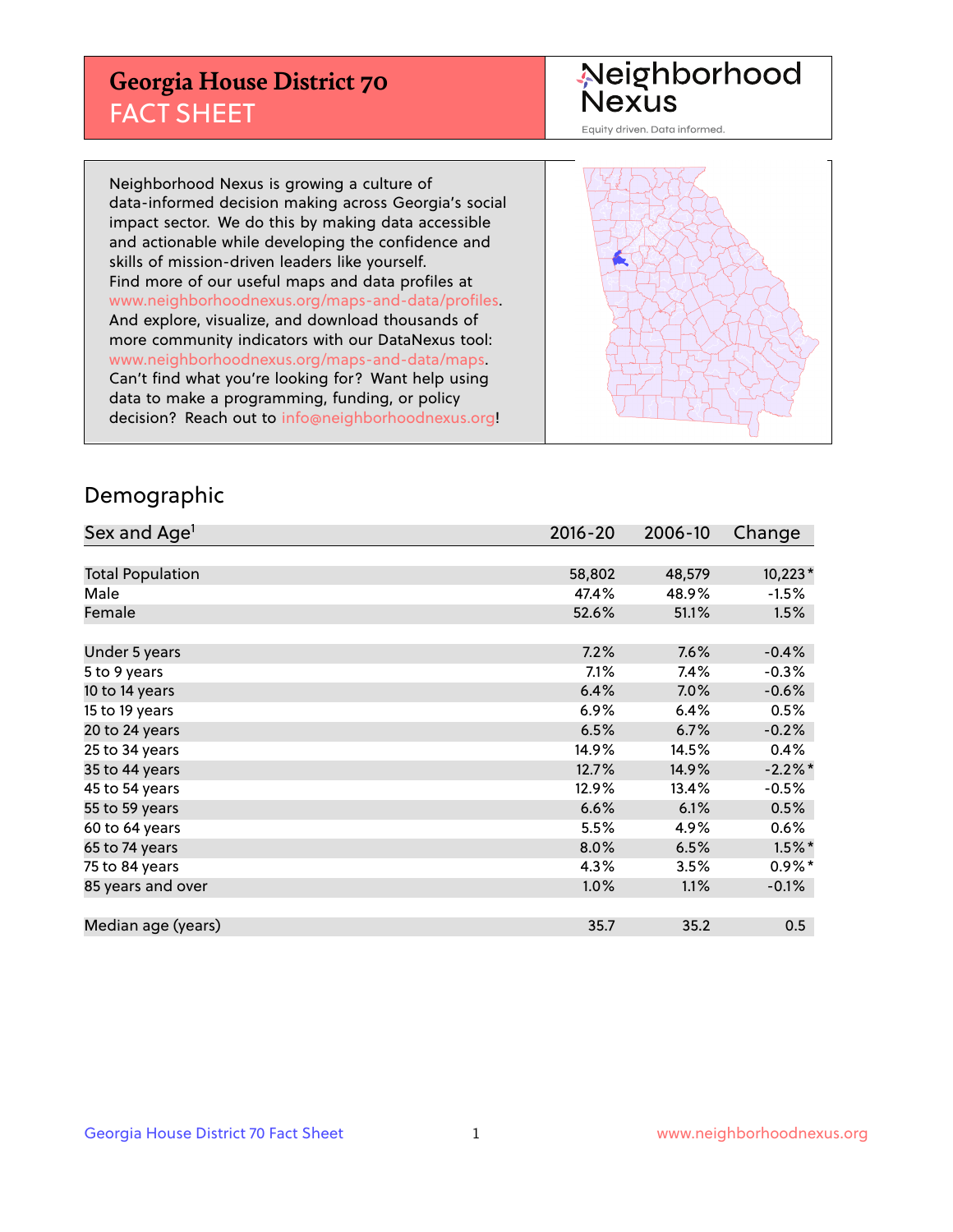# Georgia House District 70
## FACT SHEET

Neighborhood Nexus

Equity driven. Data informed.

Neighborhood Nexus is growing a culture of data-informed decision making across Georgia's social impact sector. We do this by making data accessible and actionable while developing the confidence and skills of mission-driven leaders like yourself. Find more of our useful maps and data profiles at www.neighborhoodnexus.org/maps-and-data/profiles. And explore, visualize, and download thousands of more community indicators with our DataNexus tool: www.neighborhoodnexus.org/maps-and-data/maps. Can't find what you're looking for? Want help using data to make a programming, funding, or policy decision? Reach out to info@neighborhoodnexus.org!

## Demographic

| Sex and Age[1] | 2016-20 | 2006-10 | Change |
|---|---|---|---|
| Total Population | 58,802 | 48,579 | 10,223* |
| Male | 47.4% | 48.9% | -1.5% |
| Female | 52.6% | 51.1% | 1.5% |
| | | | |
| Under 5 years | 7.2% | 7.6% | -0.4% |
| 5 to 9 years | 7.1% | 7.4% | -0.3% |
| 10 to 14 years | 6.4% | 7.0% | -0.6% |
| 15 to 19 years | 6.9% | 6.4% | 0.5% |
| 20 to 24 years | 6.5% | 6.7% | -0.2% |
| 25 to 34 years | 14.9% | 14.5% | 0.4% |
| 35 to 44 years | 12.7% | 14.9% | -2.2%* |
| 45 to 54 years | 12.9% | 13.4% | -0.5% |
| 55 to 59 years | 6.6% | 6.1% | 0.5% |
| 60 to 64 years | 5.5% | 4.9% | 0.6% |
| 65 to 74 years | 8.0% | 6.5% | 1.5%* |
| 75 to 84 years | 4.3% | 3.5% | 0.9%* |
| 85 years and over | 1.0% | 1.1% | -0.1% |
| | | | |
| Median age (years) | 35.7 | 35.2 | 0.5 |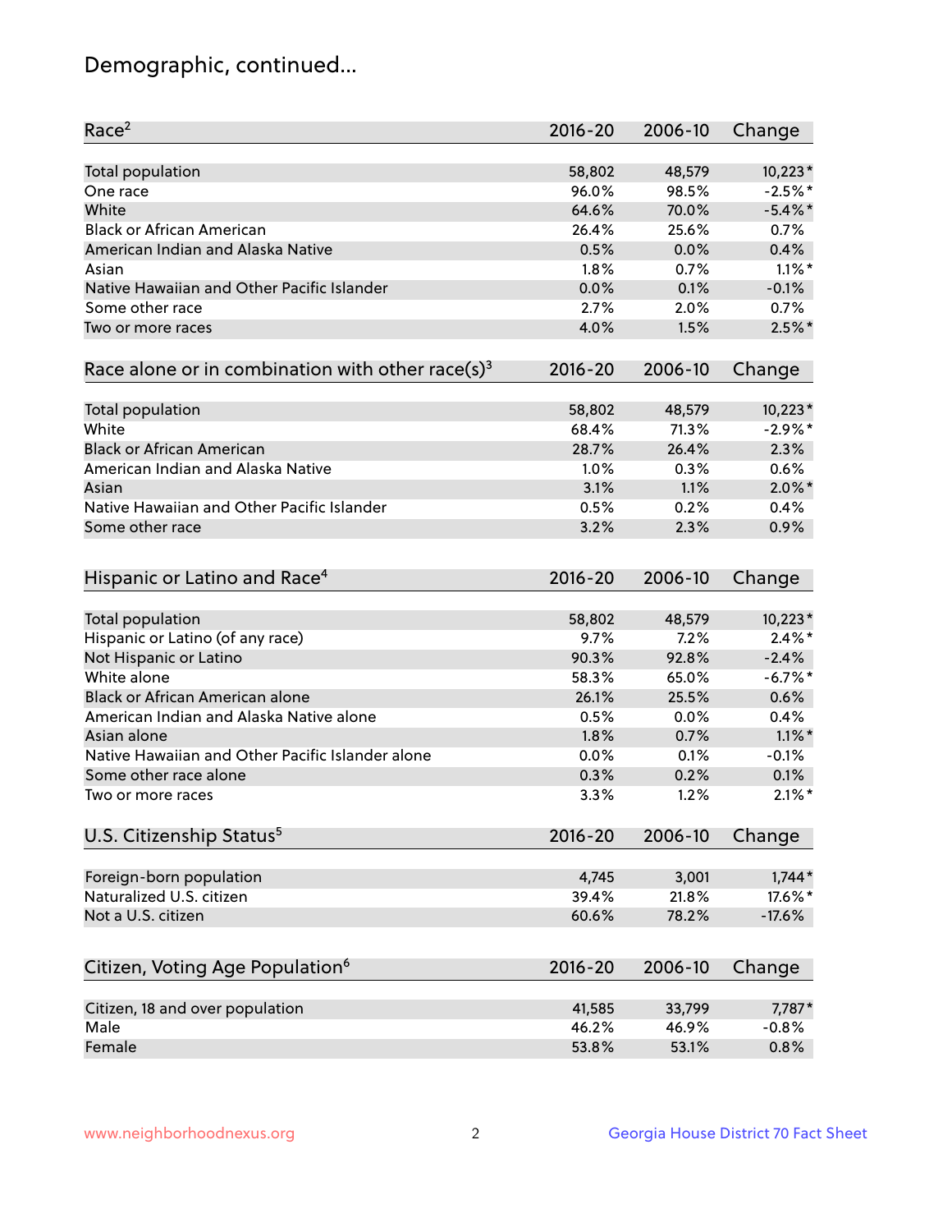## Demographic, continued...

| Race[2] | 2016-20 | 2006-10 | Change |
|---|---|---|---|
| Total population | 58,802 | 48,579 | 10,223* |
| One race | 96.0% | 98.5% | -2.5%* |
| White | 64.6% | 70.0% | -5.4%* |
| Black or African American | 26.4% | 25.6% | 0.7% |
| American Indian and Alaska Native | 0.5% | 0.0% | 0.4% |
| Asian | 1.8% | 0.7% | 1.1%* |
| Native Hawaiian and Other Pacific Islander | 0.0% | 0.1% | -0.1% |
| Some other race | 2.7% | 2.0% | 0.7% |
| Two or more races | 4.0% | 1.5% | 2.5%* |

| Race alone or in combination with other race(s)[3] | 2016-20 | 2006-10 | Change |
|---|---|---|---|
| Total population | 58,802 | 48,579 | 10,223* |
| White | 68.4% | 71.3% | -2.9%* |
| Black or African American | 28.7% | 26.4% | 2.3% |
| American Indian and Alaska Native | 1.0% | 0.3% | 0.6% |
| Asian | 3.1% | 1.1% | 2.0%* |
| Native Hawaiian and Other Pacific Islander | 0.5% | 0.2% | 0.4% |
| Some other race | 3.2% | 2.3% | 0.9% |

| Hispanic or Latino and Race[4] | 2016-20 | 2006-10 | Change |
|---|---|---|---|
| Total population | 58,802 | 48,579 | 10,223* |
| Hispanic or Latino (of any race) | 9.7% | 7.2% | 2.4%* |
| Not Hispanic or Latino | 90.3% | 92.8% | -2.4% |
| White alone | 58.3% | 65.0% | -6.7%* |
| Black or African American alone | 26.1% | 25.5% | 0.6% |
| American Indian and Alaska Native alone | 0.5% | 0.0% | 0.4% |
| Asian alone | 1.8% | 0.7% | 1.1%* |
| Native Hawaiian and Other Pacific Islander alone | 0.0% | 0.1% | -0.1% |
| Some other race alone | 0.3% | 0.2% | 0.1% |
| Two or more races | 3.3% | 1.2% | 2.1%* |

| U.S. Citizenship Status[5] | 2016-20 | 2006-10 | Change |
|---|---|---|---|
| Foreign-born population | 4,745 | 3,001 | 1,744* |
| Naturalized U.S. citizen | 39.4% | 21.8% | 17.6%* |
| Not a U.S. citizen | 60.6% | 78.2% | -17.6% |

| Citizen, Voting Age Population[6] | 2016-20 | 2006-10 | Change |
|---|---|---|---|
| Citizen, 18 and over population | 41,585 | 33,799 | 7,787* |
| Male | 46.2% | 46.9% | -0.8% |
| Female | 53.8% | 53.1% | 0.8% |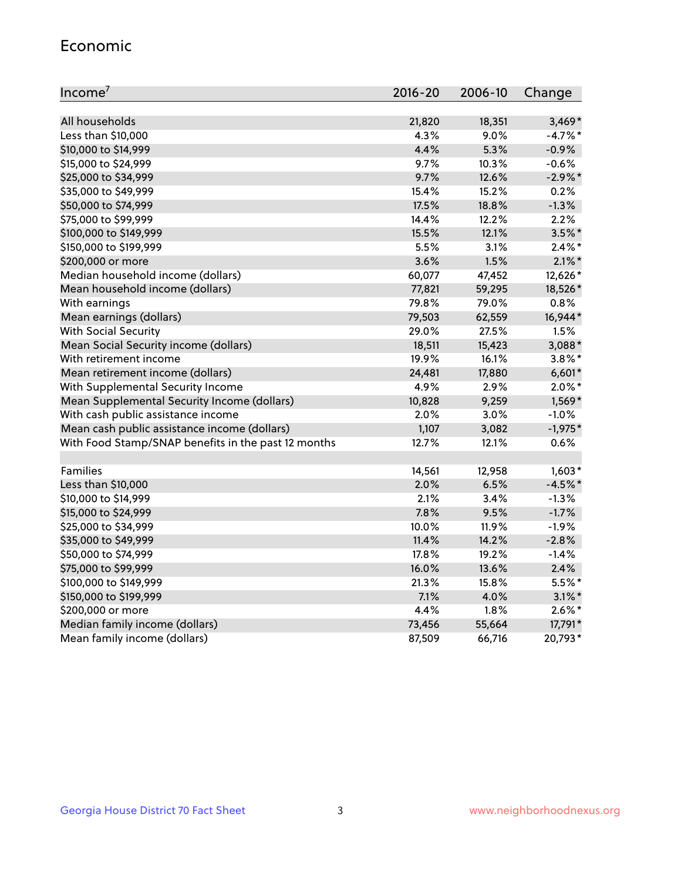## Economic

| Income[7] | 2016-20 | 2006-10 | Change |
|---|---|---|---|
| All households | 21,820 | 18,351 | 3,469* |
| Less than $10,000 | 4.3% | 9.0% | -4.7%* |
| $10,000 to $14,999 | 4.4% | 5.3% | -0.9% |
| $15,000 to $24,999 | 9.7% | 10.3% | -0.6% |
| $25,000 to $34,999 | 9.7% | 12.6% | -2.9%* |
| $35,000 to $49,999 | 15.4% | 15.2% | 0.2% |
| $50,000 to $74,999 | 17.5% | 18.8% | -1.3% |
| $75,000 to $99,999 | 14.4% | 12.2% | 2.2% |
| $100,000 to $149,999 | 15.5% | 12.1% | 3.5%* |
| $150,000 to $199,999 | 5.5% | 3.1% | 2.4%* |
| $200,000 or more | 3.6% | 1.5% | 2.1%* |
| Median household income (dollars) | 60,077 | 47,452 | 12,626* |
| Mean household income (dollars) | 77,821 | 59,295 | 18,526* |
| With earnings | 79.8% | 79.0% | 0.8% |
| Mean earnings (dollars) | 79,503 | 62,559 | 16,944* |
| With Social Security | 29.0% | 27.5% | 1.5% |
| Mean Social Security income (dollars) | 18,511 | 15,423 | 3,088* |
| With retirement income | 19.9% | 16.1% | 3.8%* |
| Mean retirement income (dollars) | 24,481 | 17,880 | 6,601* |
| With Supplemental Security Income | 4.9% | 2.9% | 2.0%* |
| Mean Supplemental Security Income (dollars) | 10,828 | 9,259 | 1,569* |
| With cash public assistance income | 2.0% | 3.0% | -1.0% |
| Mean cash public assistance income (dollars) | 1,107 | 3,082 | -1,975* |
| With Food Stamp/SNAP benefits in the past 12 months | 12.7% | 12.1% | 0.6% |
| | | | |
| Families | 14,561 | 12,958 | 1,603* |
| Less than $10,000 | 2.0% | 6.5% | -4.5%* |
| $10,000 to $14,999 | 2.1% | 3.4% | -1.3% |
| $15,000 to $24,999 | 7.8% | 9.5% | -1.7% |
| $25,000 to $34,999 | 10.0% | 11.9% | -1.9% |
| $35,000 to $49,999 | 11.4% | 14.2% | -2.8% |
| $50,000 to $74,999 | 17.8% | 19.2% | -1.4% |
| $75,000 to $99,999 | 16.0% | 13.6% | 2.4% |
| $100,000 to $149,999 | 21.3% | 15.8% | 5.5%* |
| $150,000 to $199,999 | 7.1% | 4.0% | 3.1%* |
| $200,000 or more | 4.4% | 1.8% | 2.6%* |
| Median family income (dollars) | 73,456 | 55,664 | 17,791* |
| Mean family income (dollars) | 87,509 | 66,716 | 20,793* |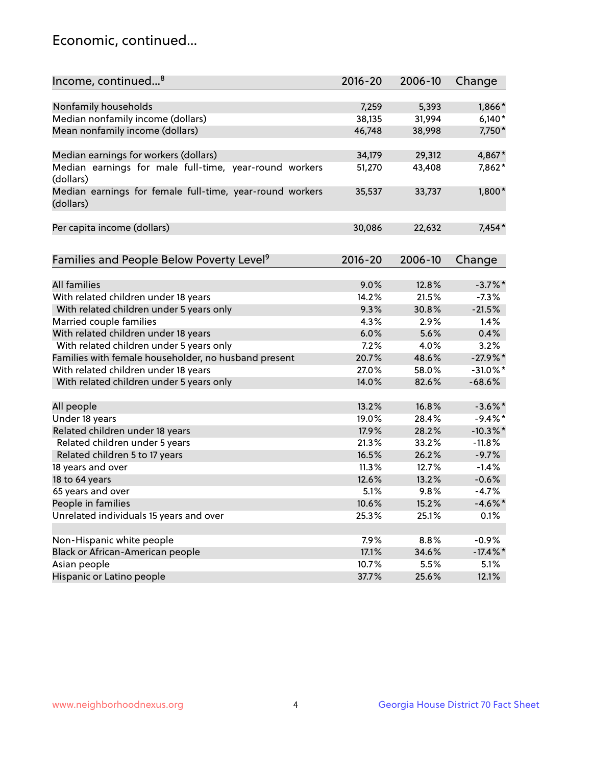## Economic, continued...

| Income, continued...[8] | 2016-20 | 2006-10 | Change |
|---|---|---|---|
| Nonfamily households | 7,259 | 5,393 | 1,866* |
| Median nonfamily income (dollars) | 38,135 | 31,994 | 6,140* |
| Mean nonfamily income (dollars) | 46,748 | 38,998 | 7,750* |
| Median earnings for workers (dollars) | 34,179 | 29,312 | 4,867* |
| Median earnings for male full-time, year-round workers (dollars) | 51,270 | 43,408 | 7,862* |
| Median earnings for female full-time, year-round workers (dollars) | 35,537 | 33,737 | 1,800* |
| Per capita income (dollars) | 30,086 | 22,632 | 7,454* |

| Families and People Below Poverty Level[9] | 2016-20 | 2006-10 | Change |
|---|---|---|---|
| All families | 9.0% | 12.8% | -3.7%* |
| With related children under 18 years | 14.2% | 21.5% | -7.3% |
| With related children under 5 years only | 9.3% | 30.8% | -21.5% |
| Married couple families | 4.3% | 2.9% | 1.4% |
| With related children under 18 years | 6.0% | 5.6% | 0.4% |
| With related children under 5 years only | 7.2% | 4.0% | 3.2% |
| Families with female householder, no husband present | 20.7% | 48.6% | -27.9%* |
| With related children under 18 years | 27.0% | 58.0% | -31.0%* |
| With related children under 5 years only | 14.0% | 82.6% | -68.6% |
| All people | 13.2% | 16.8% | -3.6%* |
| Under 18 years | 19.0% | 28.4% | -9.4%* |
| Related children under 18 years | 17.9% | 28.2% | -10.3%* |
| Related children under 5 years | 21.3% | 33.2% | -11.8% |
| Related children 5 to 17 years | 16.5% | 26.2% | -9.7% |
| 18 years and over | 11.3% | 12.7% | -1.4% |
| 18 to 64 years | 12.6% | 13.2% | -0.6% |
| 65 years and over | 5.1% | 9.8% | -4.7% |
| People in families | 10.6% | 15.2% | -4.6%* |
| Unrelated individuals 15 years and over | 25.3% | 25.1% | 0.1% |
| Non-Hispanic white people | 7.9% | 8.8% | -0.9% |
| Black or African-American people | 17.1% | 34.6% | -17.4%* |
| Asian people | 10.7% | 5.5% | 5.1% |
| Hispanic or Latino people | 37.7% | 25.6% | 12.1% |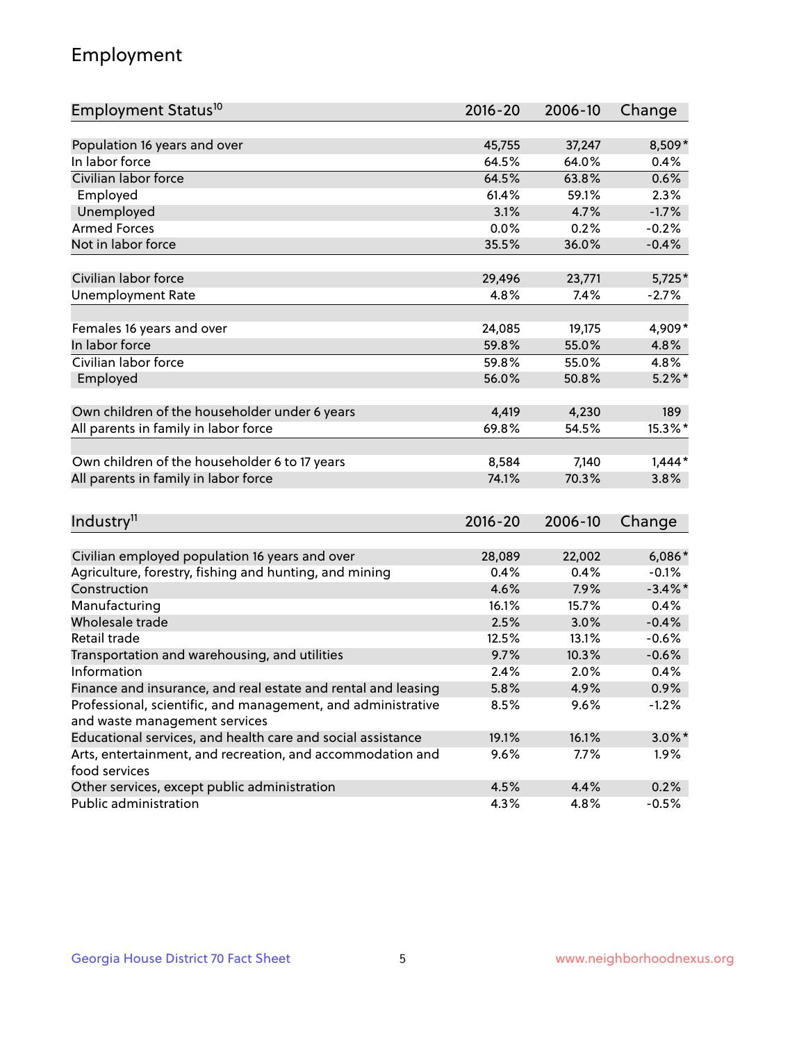# Employment

| Employment Status[10] | 2016-20 | 2006-10 | Change |
|---|---|---|---|
| Population 16 years and over | 45,755 | 37,247 | 8,509* |
| In labor force | 64.5% | 64.0% | 0.4% |
| Civilian labor force | 64.5% | 63.8% | 0.6% |
| Employed | 61.4% | 59.1% | 2.3% |
| Unemployed | 3.1% | 4.7% | -1.7% |
| Armed Forces | 0.0% | 0.2% | -0.2% |
| Not in labor force | 35.5% | 36.0% | -0.4% |
| | | | |
| Civilian labor force | 29,496 | 23,771 | 5,725* |
| Unemployment Rate | 4.8% | 7.4% | -2.7% |
| | | | |
| Females 16 years and over | 24,085 | 19,175 | 4,909* |
| In labor force | 59.8% | 55.0% | 4.8% |
| Civilian labor force | 59.8% | 55.0% | 4.8% |
| Employed | 56.0% | 50.8% | 5.2%* |
| | | | |
| Own children of the householder under 6 years | 4,419 | 4,230 | 189 |
| All parents in family in labor force | 69.8% | 54.5% | 15.3%* |
| | | | |
| Own children of the householder 6 to 17 years | 8,584 | 7,140 | 1,444* |
| All parents in family in labor force | 74.1% | 70.3% | 3.8% |

| Industry[11] | 2016-20 | 2006-10 | Change |
|---|---|---|---|
| Civilian employed population 16 years and over | 28,089 | 22,002 | 6,086* |
| Agriculture, forestry, fishing and hunting, and mining | 0.4% | 0.4% | -0.1% |
| Construction | 4.6% | 7.9% | -3.4%* |
| Manufacturing | 16.1% | 15.7% | 0.4% |
| Wholesale trade | 2.5% | 3.0% | -0.4% |
| Retail trade | 12.5% | 13.1% | -0.6% |
| Transportation and warehousing, and utilities | 9.7% | 10.3% | -0.6% |
| Information | 2.4% | 2.0% | 0.4% |
| Finance and insurance, and real estate and rental and leasing | 5.8% | 4.9% | 0.9% |
| Professional, scientific, and management, and administrative and waste management services | 8.5% | 9.6% | -1.2% |
| Educational services, and health care and social assistance | 19.1% | 16.1% | 3.0%* |
| Arts, entertainment, and recreation, and accommodation and food services | 9.6% | 7.7% | 1.9% |
| Other services, except public administration | 4.5% | 4.4% | 0.2% |
| Public administration | 4.3% | 4.8% | -0.5% |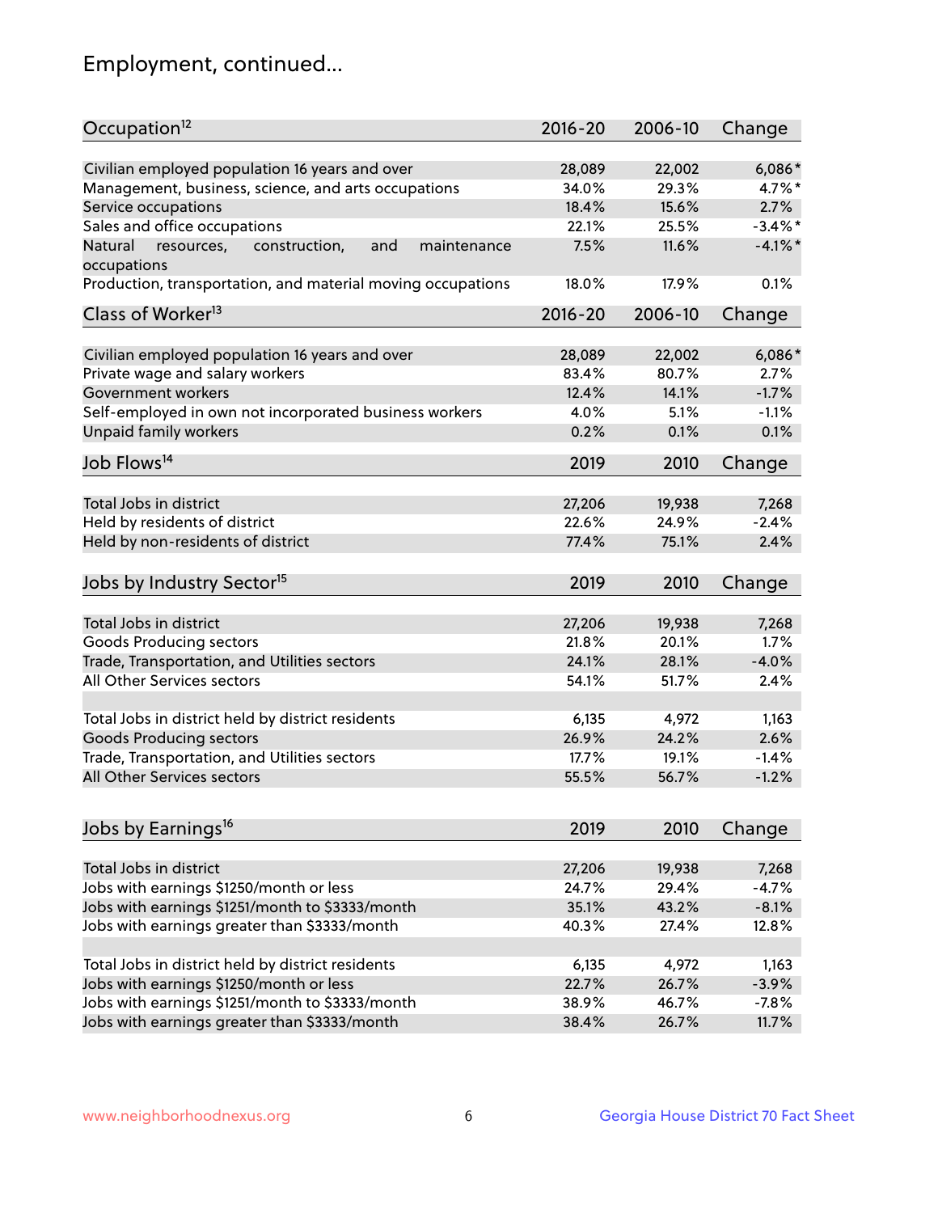# Employment, continued...

| Occupation[12] | 2016-20 | 2006-10 | Change |
|---|---|---|---|
| Civilian employed population 16 years and over | 28,089 | 22,002 | 6,086* |
| Management, business, science, and arts occupations | 34.0% | 29.3% | 4.7%* |
| Service occupations | 18.4% | 15.6% | 2.7% |
| Sales and office occupations | 22.1% | 25.5% | -3.4%* |
| Natural resources, construction, and maintenance occupations | 7.5% | 11.6% | -4.1%* |
| Production, transportation, and material moving occupations | 18.0% | 17.9% | 0.1% |

| Class of Worker[13] | 2016-20 | 2006-10 | Change |
|---|---|---|---|
| Civilian employed population 16 years and over | 28,089 | 22,002 | 6,086* |
| Private wage and salary workers | 83.4% | 80.7% | 2.7% |
| Government workers | 12.4% | 14.1% | -1.7% |
| Self-employed in own not incorporated business workers | 4.0% | 5.1% | -1.1% |
| Unpaid family workers | 0.2% | 0.1% | 0.1% |

| Job Flows[14] | 2019 | 2010 | Change |
|---|---|---|---|
| Total Jobs in district | 27,206 | 19,938 | 7,268 |
| Held by residents of district | 22.6% | 24.9% | -2.4% |
| Held by non-residents of district | 77.4% | 75.1% | 2.4% |

| Jobs by Industry Sector[15] | 2019 | 2010 | Change |
|---|---|---|---|
| Total Jobs in district | 27,206 | 19,938 | 7,268 |
| Goods Producing sectors | 21.8% | 20.1% | 1.7% |
| Trade, Transportation, and Utilities sectors | 24.1% | 28.1% | -4.0% |
| All Other Services sectors | 54.1% | 51.7% | 2.4% |
| | | | |
| Total Jobs in district held by district residents | 6,135 | 4,972 | 1,163 |
| Goods Producing sectors | 26.9% | 24.2% | 2.6% |
| Trade, Transportation, and Utilities sectors | 17.7% | 19.1% | -1.4% |
| All Other Services sectors | 55.5% | 56.7% | -1.2% |

| Jobs by Earnings[16] | 2019 | 2010 | Change |
|---|---|---|---|
| Total Jobs in district | 27,206 | 19,938 | 7,268 |
| Jobs with earnings $1250/month or less | 24.7% | 29.4% | -4.7% |
| Jobs with earnings $1251/month to $3333/month | 35.1% | 43.2% | -8.1% |
| Jobs with earnings greater than $3333/month | 40.3% | 27.4% | 12.8% |
| | | | |
| Total Jobs in district held by district residents | 6,135 | 4,972 | 1,163 |
| Jobs with earnings $1250/month or less | 22.7% | 26.7% | -3.9% |
| Jobs with earnings $1251/month to $3333/month | 38.9% | 46.7% | -7.8% |
| Jobs with earnings greater than $3333/month | 38.4% | 26.7% | 11.7% |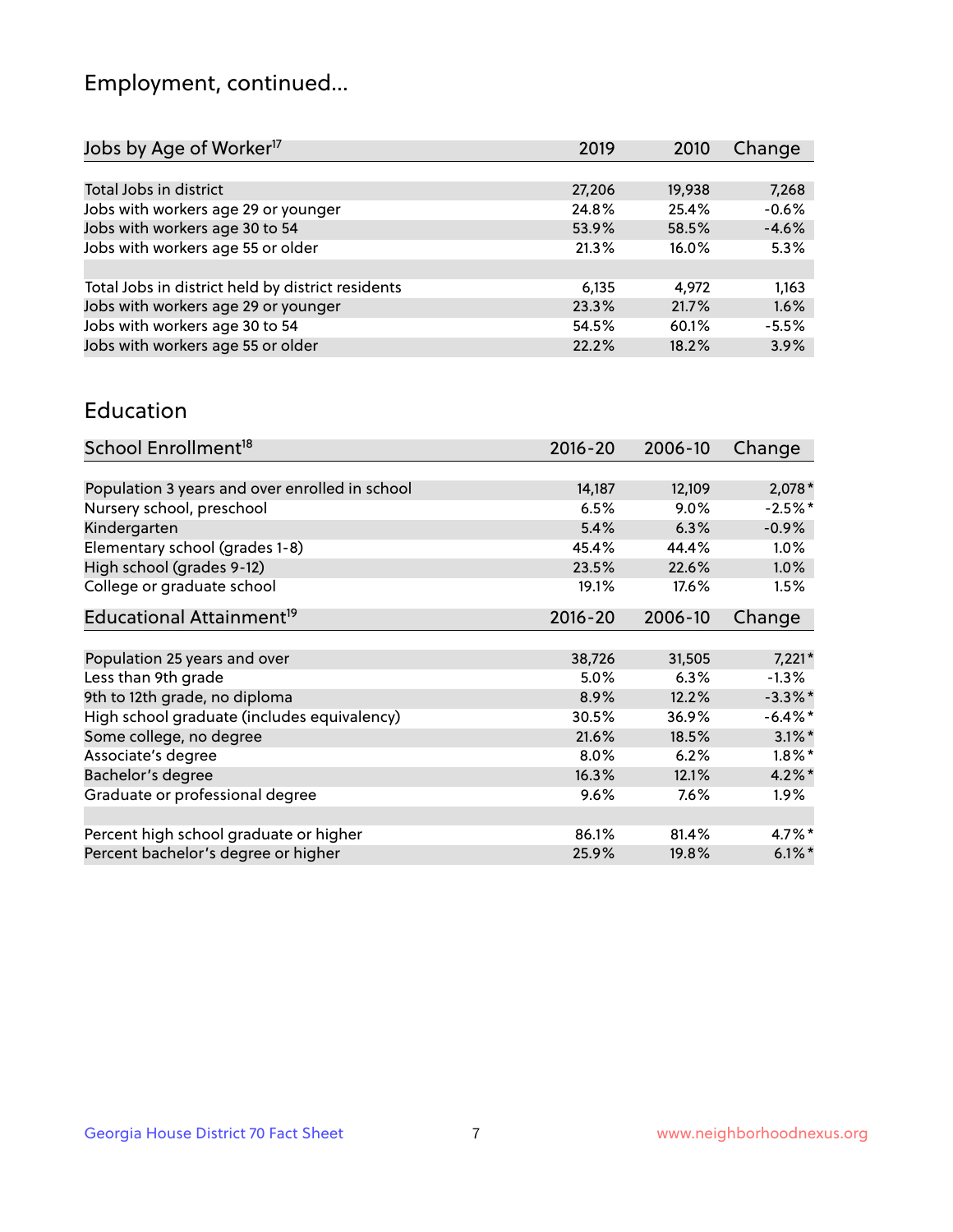# Employment, continued...

| Jobs by Age of Worker[17] | 2019 | 2010 | Change |
|---|---|---|---|
| Total Jobs in district | 27,206 | 19,938 | 7,268 |
| Jobs with workers age 29 or younger | 24.8% | 25.4% | -0.6% |
| Jobs with workers age 30 to 54 | 53.9% | 58.5% | -4.6% |
| Jobs with workers age 55 or older | 21.3% | 16.0% | 5.3% |
| | | | |
| Total Jobs in district held by district residents | 6,135 | 4,972 | 1,163 |
| Jobs with workers age 29 or younger | 23.3% | 21.7% | 1.6% |
| Jobs with workers age 30 to 54 | 54.5% | 60.1% | -5.5% |
| Jobs with workers age 55 or older | 22.2% | 18.2% | 3.9% |

## Education

| School Enrollment[18] | 2016-20 | 2006-10 | Change |
|---|---|---|---|
| Population 3 years and over enrolled in school | 14,187 | 12,109 | 2,078* |
| Nursery school, preschool | 6.5% | 9.0% | -2.5%* |
| Kindergarten | 5.4% | 6.3% | -0.9% |
| Elementary school (grades 1-8) | 45.4% | 44.4% | 1.0% |
| High school (grades 9-12) | 23.5% | 22.6% | 1.0% |
| College or graduate school | 19.1% | 17.6% | 1.5% |

| Educational Attainment[19] | 2016-20 | 2006-10 | Change |
|---|---|---|---|
| Population 25 years and over | 38,726 | 31,505 | 7,221* |
| Less than 9th grade | 5.0% | 6.3% | -1.3% |
| 9th to 12th grade, no diploma | 8.9% | 12.2% | -3.3%* |
| High school graduate (includes equivalency) | 30.5% | 36.9% | -6.4%* |
| Some college, no degree | 21.6% | 18.5% | 3.1%* |
| Associate's degree | 8.0% | 6.2% | 1.8%* |
| Bachelor's degree | 16.3% | 12.1% | 4.2%* |
| Graduate or professional degree | 9.6% | 7.6% | 1.9% |
| | | | |
| Percent high school graduate or higher | 86.1% | 81.4% | 4.7%* |
| Percent bachelor's degree or higher | 25.9% | 19.8% | 6.1%* |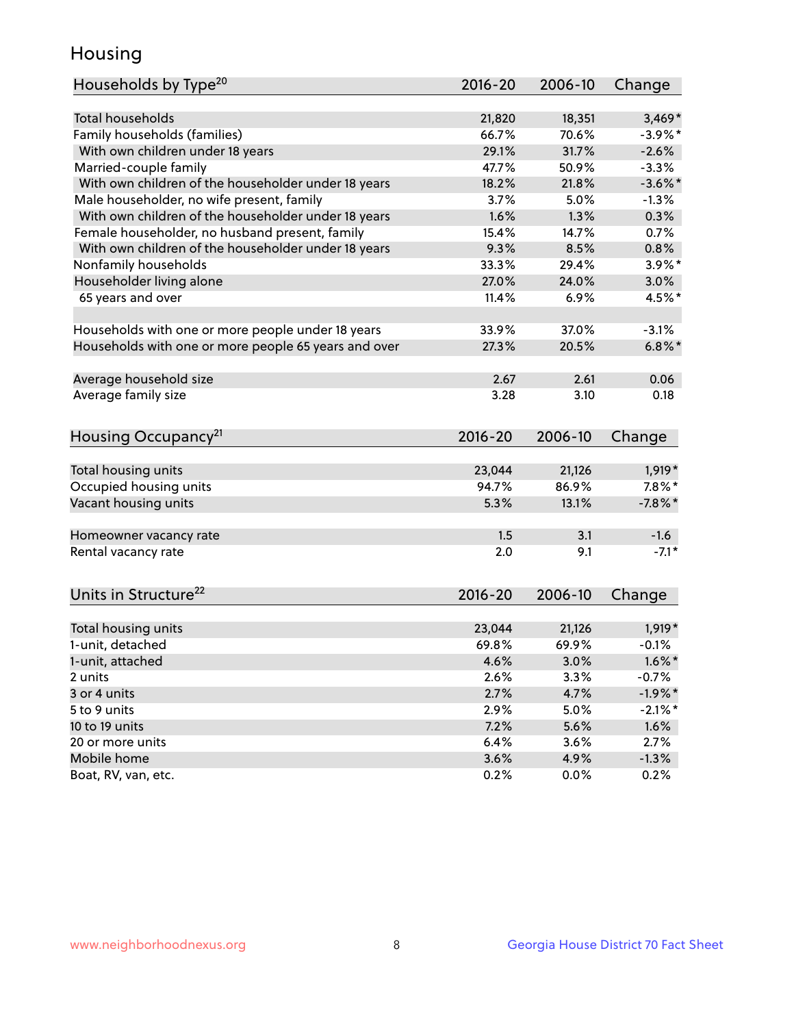## Housing

| Households by Type[20] | 2016-20 | 2006-10 | Change |
|---|---|---|---|
| Total households | 21,820 | 18,351 | 3,469* |
| Family households (families) | 66.7% | 70.6% | -3.9%* |
| With own children under 18 years | 29.1% | 31.7% | -2.6% |
| Married-couple family | 47.7% | 50.9% | -3.3% |
| With own children of the householder under 18 years | 18.2% | 21.8% | -3.6%* |
| Male householder, no wife present, family | 3.7% | 5.0% | -1.3% |
| With own children of the householder under 18 years | 1.6% | 1.3% | 0.3% |
| Female householder, no husband present, family | 15.4% | 14.7% | 0.7% |
| With own children of the householder under 18 years | 9.3% | 8.5% | 0.8% |
| Nonfamily households | 33.3% | 29.4% | 3.9%* |
| Householder living alone | 27.0% | 24.0% | 3.0% |
| 65 years and over | 11.4% | 6.9% | 4.5%* |
| | | | |
| Households with one or more people under 18 years | 33.9% | 37.0% | -3.1% |
| Households with one or more people 65 years and over | 27.3% | 20.5% | 6.8%* |
| | | | |
| Average household size | 2.67 | 2.61 | 0.06 |
| Average family size | 3.28 | 3.10 | 0.18 |

| Housing Occupancy[21] | 2016-20 | 2006-10 | Change |
|---|---|---|---|
| Total housing units | 23,044 | 21,126 | 1,919* |
| Occupied housing units | 94.7% | 86.9% | 7.8%* |
| Vacant housing units | 5.3% | 13.1% | -7.8%* |
| | | | |
| Homeowner vacancy rate | 1.5 | 3.1 | -1.6 |
| Rental vacancy rate | 2.0 | 9.1 | -7.1* |

| Units in Structure[22] | 2016-20 | 2006-10 | Change |
|---|---|---|---|
| Total housing units | 23,044 | 21,126 | 1,919* |
| 1-unit, detached | 69.8% | 69.9% | -0.1% |
| 1-unit, attached | 4.6% | 3.0% | 1.6%* |
| 2 units | 2.6% | 3.3% | -0.7% |
| 3 or 4 units | 2.7% | 4.7% | -1.9%* |
| 5 to 9 units | 2.9% | 5.0% | -2.1%* |
| 10 to 19 units | 7.2% | 5.6% | 1.6% |
| 20 or more units | 6.4% | 3.6% | 2.7% |
| Mobile home | 3.6% | 4.9% | -1.3% |
| Boat, RV, van, etc. | 0.2% | 0.0% | 0.2% |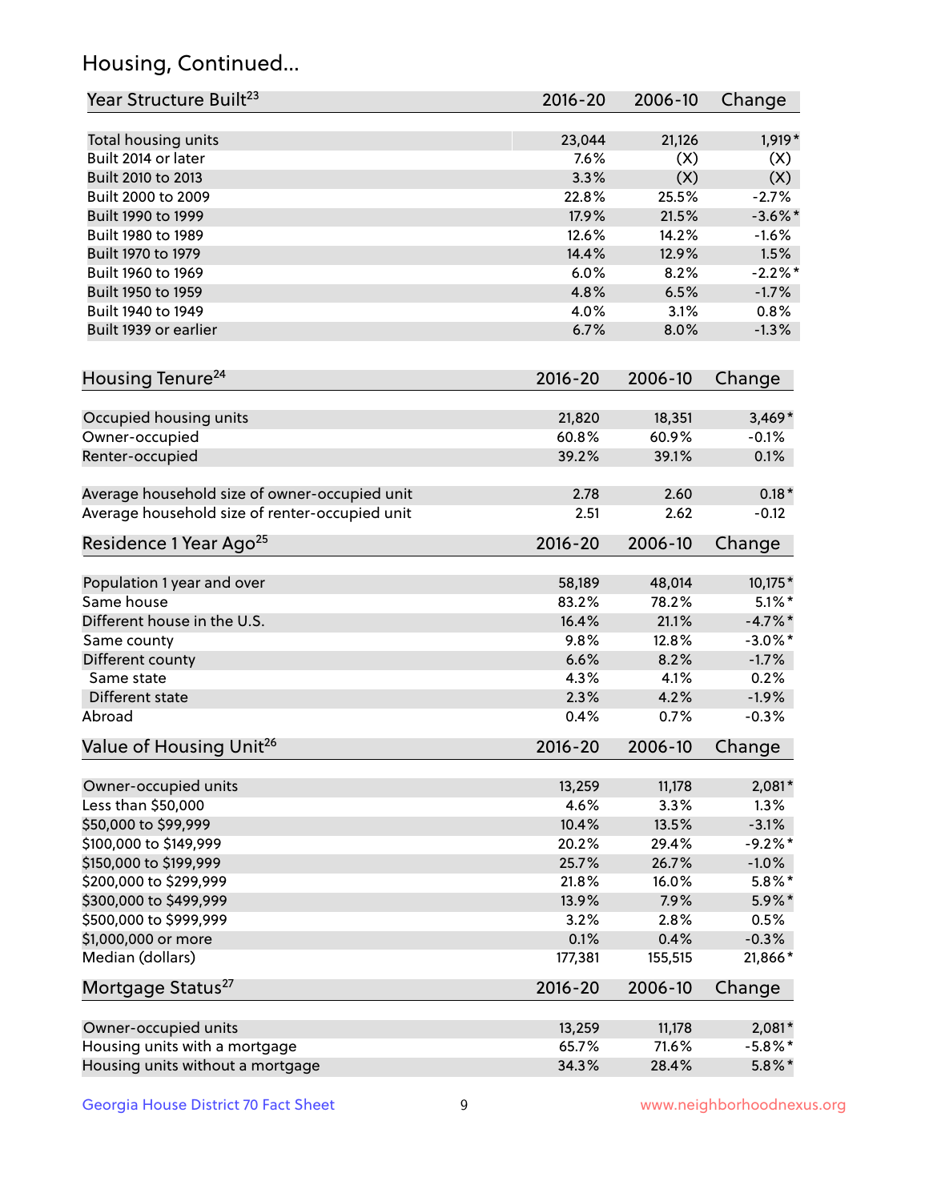# Housing, Continued...

| Year Structure Built[23] | 2016-20 | 2006-10 | Change |
|---|---|---|---|
| Total housing units | 23,044 | 21,126 | 1,919* |
| Built 2014 or later | 7.6% | (X) | (X) |
| Built 2010 to 2013 | 3.3% | (X) | (X) |
| Built 2000 to 2009 | 22.8% | 25.5% | -2.7% |
| Built 1990 to 1999 | 17.9% | 21.5% | -3.6%* |
| Built 1980 to 1989 | 12.6% | 14.2% | -1.6% |
| Built 1970 to 1979 | 14.4% | 12.9% | 1.5% |
| Built 1960 to 1969 | 6.0% | 8.2% | -2.2%* |
| Built 1950 to 1959 | 4.8% | 6.5% | -1.7% |
| Built 1940 to 1949 | 4.0% | 3.1% | 0.8% |
| Built 1939 or earlier | 6.7% | 8.0% | -1.3% |

| Housing Tenure[24] | 2016-20 | 2006-10 | Change |
|---|---|---|---|
| Occupied housing units | 21,820 | 18,351 | 3,469* |
| Owner-occupied | 60.8% | 60.9% | -0.1% |
| Renter-occupied | 39.2% | 39.1% | 0.1% |
| Average household size of owner-occupied unit | 2.78 | 2.60 | 0.18* |
| Average household size of renter-occupied unit | 2.51 | 2.62 | -0.12 |

| Residence 1 Year Ago[25] | 2016-20 | 2006-10 | Change |
|---|---|---|---|
| Population 1 year and over | 58,189 | 48,014 | 10,175* |
| Same house | 83.2% | 78.2% | 5.1%* |
| Different house in the U.S. | 16.4% | 21.1% | -4.7%* |
| Same county | 9.8% | 12.8% | -3.0%* |
| Different county | 6.6% | 8.2% | -1.7% |
| Same state | 4.3% | 4.1% | 0.2% |
| Different state | 2.3% | 4.2% | -1.9% |
| Abroad | 0.4% | 0.7% | -0.3% |

| Value of Housing Unit[26] | 2016-20 | 2006-10 | Change |
|---|---|---|---|
| Owner-occupied units | 13,259 | 11,178 | 2,081* |
| Less than $50,000 | 4.6% | 3.3% | 1.3% |
| $50,000 to $99,999 | 10.4% | 13.5% | -3.1% |
| $100,000 to $149,999 | 20.2% | 29.4% | -9.2%* |
| $150,000 to $199,999 | 25.7% | 26.7% | -1.0% |
| $200,000 to $299,999 | 21.8% | 16.0% | 5.8%* |
| $300,000 to $499,999 | 13.9% | 7.9% | 5.9%* |
| $500,000 to $999,999 | 3.2% | 2.8% | 0.5% |
| $1,000,000 or more | 0.1% | 0.4% | -0.3% |
| Median (dollars) | 177,381 | 155,515 | 21,866* |

| Mortgage Status[27] | 2016-20 | 2006-10 | Change |
|---|---|---|---|
| Owner-occupied units | 13,259 | 11,178 | 2,081* |
| Housing units with a mortgage | 65.7% | 71.6% | -5.8%* |
| Housing units without a mortgage | 34.3% | 28.4% | 5.8%* |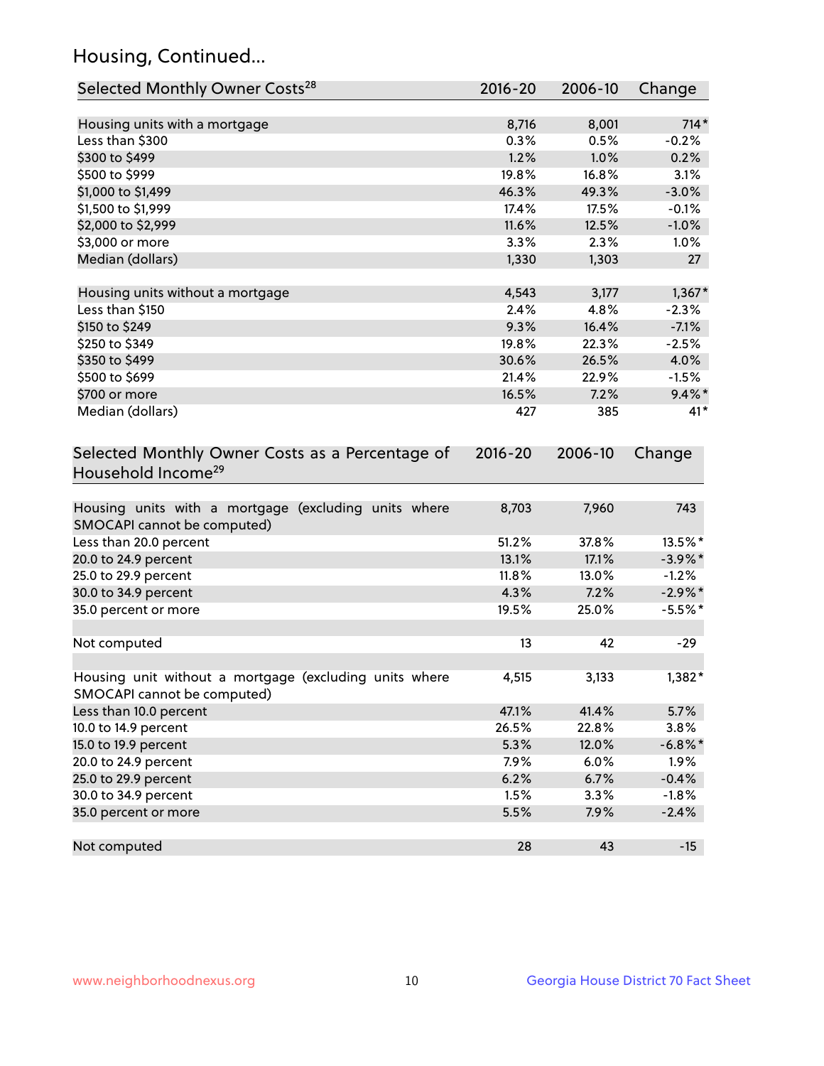## Housing, Continued...

| Selected Monthly Owner Costs[28] | 2016-20 | 2006-10 | Change |
|---|---|---|---|
| Housing units with a mortgage | 8,716 | 8,001 | 714* |
| Less than $300 | 0.3% | 0.5% | -0.2% |
| $300 to $499 | 1.2% | 1.0% | 0.2% |
| $500 to $999 | 19.8% | 16.8% | 3.1% |
| $1,000 to $1,499 | 46.3% | 49.3% | -3.0% |
| $1,500 to $1,999 | 17.4% | 17.5% | -0.1% |
| $2,000 to $2,999 | 11.6% | 12.5% | -1.0% |
| $3,000 or more | 3.3% | 2.3% | 1.0% |
| Median (dollars) | 1,330 | 1,303 | 27 |
| | | | |
| Housing units without a mortgage | 4,543 | 3,177 | 1,367* |
| Less than $150 | 2.4% | 4.8% | -2.3% |
| $150 to $249 | 9.3% | 16.4% | -7.1% |
| $250 to $349 | 19.8% | 22.3% | -2.5% |
| $350 to $499 | 30.6% | 26.5% | 4.0% |
| $500 to $699 | 21.4% | 22.9% | -1.5% |
| $700 or more | 16.5% | 7.2% | 9.4%* |
| Median (dollars) | 427 | 385 | 41* |

| Selected Monthly Owner Costs as a Percentage of Household Income[29] | 2016-20 | 2006-10 | Change |
|---|---|---|---|
| Housing units with a mortgage (excluding units where SMOCAPI cannot be computed) | 8,703 | 7,960 | 743 |
| Less than 20.0 percent | 51.2% | 37.8% | 13.5%* |
| 20.0 to 24.9 percent | 13.1% | 17.1% | -3.9%* |
| 25.0 to 29.9 percent | 11.8% | 13.0% | -1.2% |
| 30.0 to 34.9 percent | 4.3% | 7.2% | -2.9%* |
| 35.0 percent or more | 19.5% | 25.0% | -5.5%* |
| | | | |
| Not computed | 13 | 42 | -29 |
| | | | |
| Housing unit without a mortgage (excluding units where SMOCAPI cannot be computed) | 4,515 | 3,133 | 1,382* |
| Less than 10.0 percent | 47.1% | 41.4% | 5.7% |
| 10.0 to 14.9 percent | 26.5% | 22.8% | 3.8% |
| 15.0 to 19.9 percent | 5.3% | 12.0% | -6.8%* |
| 20.0 to 24.9 percent | 7.9% | 6.0% | 1.9% |
| 25.0 to 29.9 percent | 6.2% | 6.7% | -0.4% |
| 30.0 to 34.9 percent | 1.5% | 3.3% | -1.8% |
| 35.0 percent or more | 5.5% | 7.9% | -2.4% |
| | | | |
| Not computed | 28 | 43 | -15 |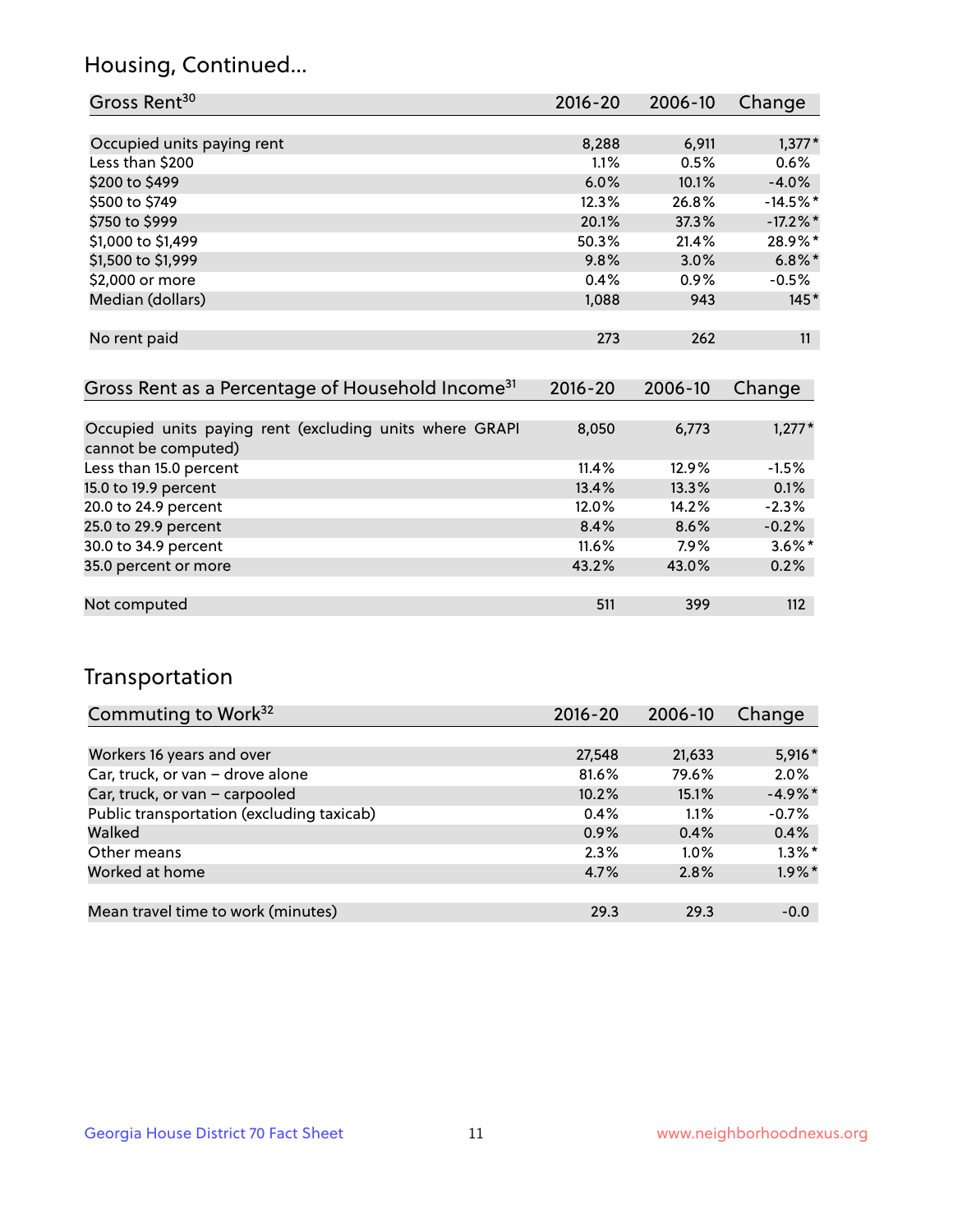## Housing, Continued...

| Gross Rent[30] | 2016-20 | 2006-10 | Change |
|---|---|---|---|
| Occupied units paying rent | 8,288 | 6,911 | 1,377* |
| Less than $200 | 1.1% | 0.5% | 0.6% |
| $200 to $499 | 6.0% | 10.1% | -4.0% |
| $500 to $749 | 12.3% | 26.8% | -14.5%* |
| $750 to $999 | 20.1% | 37.3% | -17.2%* |
| $1,000 to $1,499 | 50.3% | 21.4% | 28.9%* |
| $1,500 to $1,999 | 9.8% | 3.0% | 6.8%* |
| $2,000 or more | 0.4% | 0.9% | -0.5% |
| Median (dollars) | 1,088 | 943 | 145* |
| No rent paid | 273 | 262 | 11 |

| Gross Rent as a Percentage of Household Income[31] | 2016-20 | 2006-10 | Change |
|---|---|---|---|
| Occupied units paying rent (excluding units where GRAPI cannot be computed) | 8,050 | 6,773 | 1,277* |
| Less than 15.0 percent | 11.4% | 12.9% | -1.5% |
| 15.0 to 19.9 percent | 13.4% | 13.3% | 0.1% |
| 20.0 to 24.9 percent | 12.0% | 14.2% | -2.3% |
| 25.0 to 29.9 percent | 8.4% | 8.6% | -0.2% |
| 30.0 to 34.9 percent | 11.6% | 7.9% | 3.6%* |
| 35.0 percent or more | 43.2% | 43.0% | 0.2% |
| Not computed | 511 | 399 | 112 |

## Transportation

| Commuting to Work[32] | 2016-20 | 2006-10 | Change |
|---|---|---|---|
| Workers 16 years and over | 27,548 | 21,633 | 5,916* |
| Car, truck, or van – drove alone | 81.6% | 79.6% | 2.0% |
| Car, truck, or van – carpooled | 10.2% | 15.1% | -4.9%* |
| Public transportation (excluding taxicab) | 0.4% | 1.1% | -0.7% |
| Walked | 0.9% | 0.4% | 0.4% |
| Other means | 2.3% | 1.0% | 1.3%* |
| Worked at home | 4.7% | 2.8% | 1.9%* |
| Mean travel time to work (minutes) | 29.3 | 29.3 | -0.0 |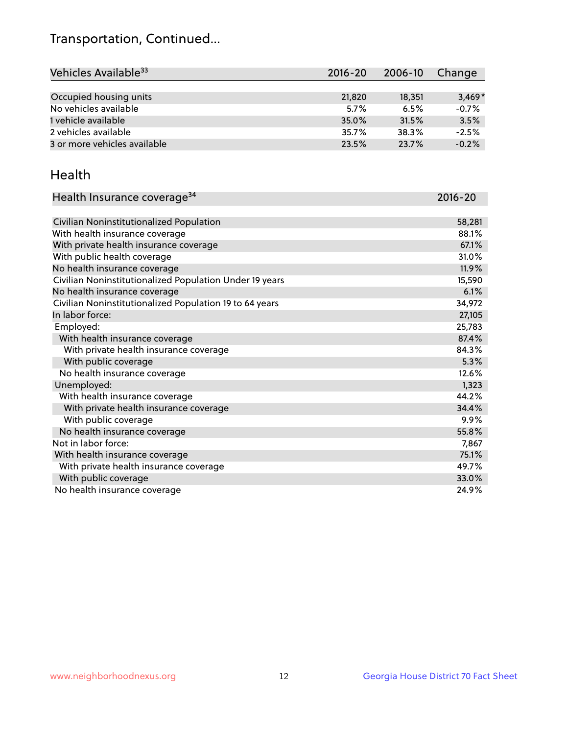## Transportation, Continued...

| Vehicles Available[33] | 2016-20 | 2006-10 | Change |
|---|---|---|---|
| Occupied housing units | 21,820 | 18,351 | 3,469* |
| No vehicles available | 5.7% | 6.5% | -0.7% |
| 1 vehicle available | 35.0% | 31.5% | 3.5% |
| 2 vehicles available | 35.7% | 38.3% | -2.5% |
| 3 or more vehicles available | 23.5% | 23.7% | -0.2% |

## Health

| Health Insurance coverage[34] | 2016-20 |
|---|---|
| Civilian Noninstitutionalized Population | 58,281 |
| With health insurance coverage | 88.1% |
| With private health insurance coverage | 67.1% |
| With public health coverage | 31.0% |
| No health insurance coverage | 11.9% |
| Civilian Noninstitutionalized Population Under 19 years | 15,590 |
| No health insurance coverage | 6.1% |
| Civilian Noninstitutionalized Population 19 to 64 years | 34,972 |
| In labor force: | 27,105 |
| Employed: | 25,783 |
| With health insurance coverage | 87.4% |
| With private health insurance coverage | 84.3% |
| With public coverage | 5.3% |
| No health insurance coverage | 12.6% |
| Unemployed: | 1,323 |
| With health insurance coverage | 44.2% |
| With private health insurance coverage | 34.4% |
| With public coverage | 9.9% |
| No health insurance coverage | 55.8% |
| Not in labor force: | 7,867 |
| With health insurance coverage | 75.1% |
| With private health insurance coverage | 49.7% |
| With public coverage | 33.0% |
| No health insurance coverage | 24.9% |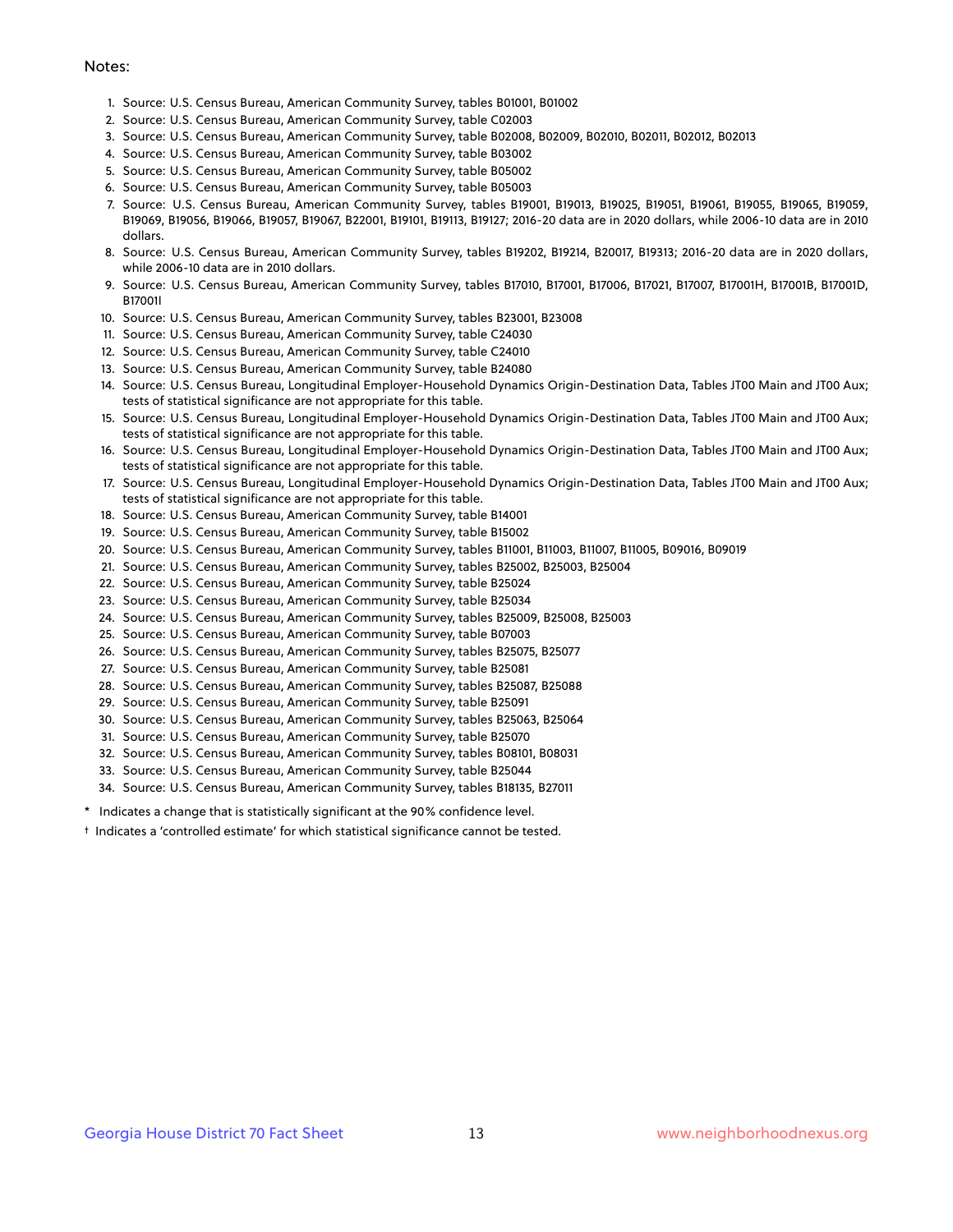Notes:

1. Source: U.S. Census Bureau, American Community Survey, tables B01001, B01002
2. Source: U.S. Census Bureau, American Community Survey, table C02003
3. Source: U.S. Census Bureau, American Community Survey, table B02008, B02009, B02010, B02011, B02012, B02013
4. Source: U.S. Census Bureau, American Community Survey, table B03002
5. Source: U.S. Census Bureau, American Community Survey, table B05002
6. Source: U.S. Census Bureau, American Community Survey, table B05003
7. Source: U.S. Census Bureau, American Community Survey, tables B19001, B19013, B19025, B19051, B19061, B19055, B19065, B19059, B19069, B19056, B19066, B19057, B19067, B22001, B19101, B19113, B19127; 2016-20 data are in 2020 dollars, while 2006-10 data are in 2010 dollars.
8. Source: U.S. Census Bureau, American Community Survey, tables B19202, B19214, B20017, B19313; 2016-20 data are in 2020 dollars, while 2006-10 data are in 2010 dollars.
9. Source: U.S. Census Bureau, American Community Survey, tables B17010, B17001, B17006, B17021, B17007, B17001H, B17001B, B17001D, B17001I
10. Source: U.S. Census Bureau, American Community Survey, tables B23001, B23008
11. Source: U.S. Census Bureau, American Community Survey, table C24030
12. Source: U.S. Census Bureau, American Community Survey, table C24010
13. Source: U.S. Census Bureau, American Community Survey, table B24080
14. Source: U.S. Census Bureau, Longitudinal Employer-Household Dynamics Origin-Destination Data, Tables JT00 Main and JT00 Aux; tests of statistical significance are not appropriate for this table.
15. Source: U.S. Census Bureau, Longitudinal Employer-Household Dynamics Origin-Destination Data, Tables JT00 Main and JT00 Aux; tests of statistical significance are not appropriate for this table.
16. Source: U.S. Census Bureau, Longitudinal Employer-Household Dynamics Origin-Destination Data, Tables JT00 Main and JT00 Aux; tests of statistical significance are not appropriate for this table.
17. Source: U.S. Census Bureau, Longitudinal Employer-Household Dynamics Origin-Destination Data, Tables JT00 Main and JT00 Aux; tests of statistical significance are not appropriate for this table.
18. Source: U.S. Census Bureau, American Community Survey, table B14001
19. Source: U.S. Census Bureau, American Community Survey, table B15002
20. Source: U.S. Census Bureau, American Community Survey, tables B11001, B11003, B11007, B11005, B09016, B09019
21. Source: U.S. Census Bureau, American Community Survey, tables B25002, B25003, B25004
22. Source: U.S. Census Bureau, American Community Survey, table B25024
23. Source: U.S. Census Bureau, American Community Survey, table B25034
24. Source: U.S. Census Bureau, American Community Survey, tables B25009, B25008, B25003
25. Source: U.S. Census Bureau, American Community Survey, table B07003
26. Source: U.S. Census Bureau, American Community Survey, tables B25075, B25077
27. Source: U.S. Census Bureau, American Community Survey, table B25081
28. Source: U.S. Census Bureau, American Community Survey, tables B25087, B25088
29. Source: U.S. Census Bureau, American Community Survey, table B25091
30. Source: U.S. Census Bureau, American Community Survey, tables B25063, B25064
31. Source: U.S. Census Bureau, American Community Survey, table B25070
32. Source: U.S. Census Bureau, American Community Survey, tables B08101, B08031
33. Source: U.S. Census Bureau, American Community Survey, table B25044
34. Source: U.S. Census Bureau, American Community Survey, tables B18135, B27011

\* Indicates a change that is statistically significant at the 90% confidence level.

† Indicates a 'controlled estimate' for which statistical significance cannot be tested.